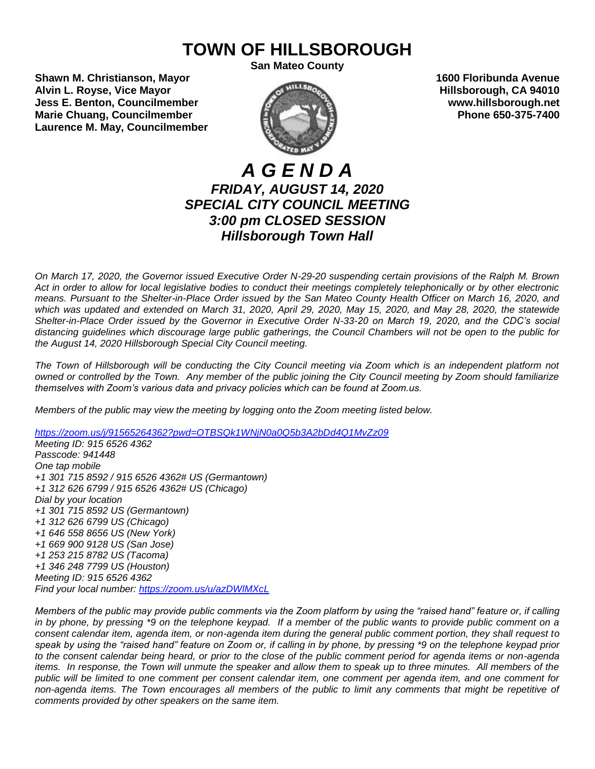# TOWN OF HILLSBOROUGH

**San Mateo County**

**Shawn M. Christianson, Mayor**
**Alvin L. Royse, Vice Mayor**
**Jess E. Benton, Councilmember**
**Marie Chuang, Councilmember**
**Laurence M. May, Councilmember**

**1600 Floribunda Avenue**
**Hillsborough, CA 94010**
**www.hillsborough.net**
**Phone 650-375-7400**

## *A G E N D A*
### *FRIDAY, AUGUST 14, 2020*
### *SPECIAL CITY COUNCIL MEETING*
### *3:00 pm CLOSED SESSION*
### *Hillsborough Town Hall*

*On March 17, 2020, the Governor issued Executive Order N-29-20 suspending certain provisions of the Ralph M. Brown Act in order to allow for local legislative bodies to conduct their meetings completely telephonically or by other electronic means. Pursuant to the Shelter-in-Place Order issued by the San Mateo County Health Officer on March 16, 2020, and which was updated and extended on March 31, 2020, April 29, 2020, May 15, 2020, and May 28, 2020, the statewide Shelter-in-Place Order issued by the Governor in Executive Order N-33-20 on March 19, 2020, and the CDC's social distancing guidelines which discourage large public gatherings, the Council Chambers will not be open to the public for the August 14, 2020 Hillsborough Special City Council meeting.*

*The Town of Hillsborough will be conducting the City Council meeting via Zoom which is an independent platform not owned or controlled by the Town. Any member of the public joining the City Council meeting by Zoom should familiarize themselves with Zoom's various data and privacy policies which can be found at Zoom.us.*

*Members of the public may view the meeting by logging onto the Zoom meeting listed below.*

*https://zoom.us/j/91565264362?pwd=OTBSQk1WNjN0a0Q5b3A2bDd4Q1MvZz09*
*Meeting ID: 915 6526 4362*
*Passcode: 941448*
*One tap mobile*
*+1 301 715 8592 / 915 6526 4362# US (Germantown)*
*+1 312 626 6799 / 915 6526 4362# US (Chicago)*
*Dial by your location*
*+1 301 715 8592 US (Germantown)*
*+1 312 626 6799 US (Chicago)*
*+1 646 558 8656 US (New York)*
*+1 669 900 9128 US (San Jose)*
*+1 253 215 8782 US (Tacoma)*
*+1 346 248 7799 US (Houston)*
*Meeting ID: 915 6526 4362*
*Find your local number: https://zoom.us/u/azDWlMXcL*

*Members of the public may provide public comments via the Zoom platform by using the "raised hand" feature or, if calling in by phone, by pressing *9 on the telephone keypad. If a member of the public wants to provide public comment on a consent calendar item, agenda item, or non-agenda item during the general public comment portion, they shall request to speak by using the "raised hand" feature on Zoom or, if calling in by phone, by pressing *9 on the telephone keypad prior to the consent calendar being heard, or prior to the close of the public comment period for agenda items or non-agenda items. In response, the Town will unmute the speaker and allow them to speak up to three minutes. All members of the public will be limited to one comment per consent calendar item, one comment per agenda item, and one comment for non-agenda items. The Town encourages all members of the public to limit any comments that might be repetitive of comments provided by other speakers on the same item.*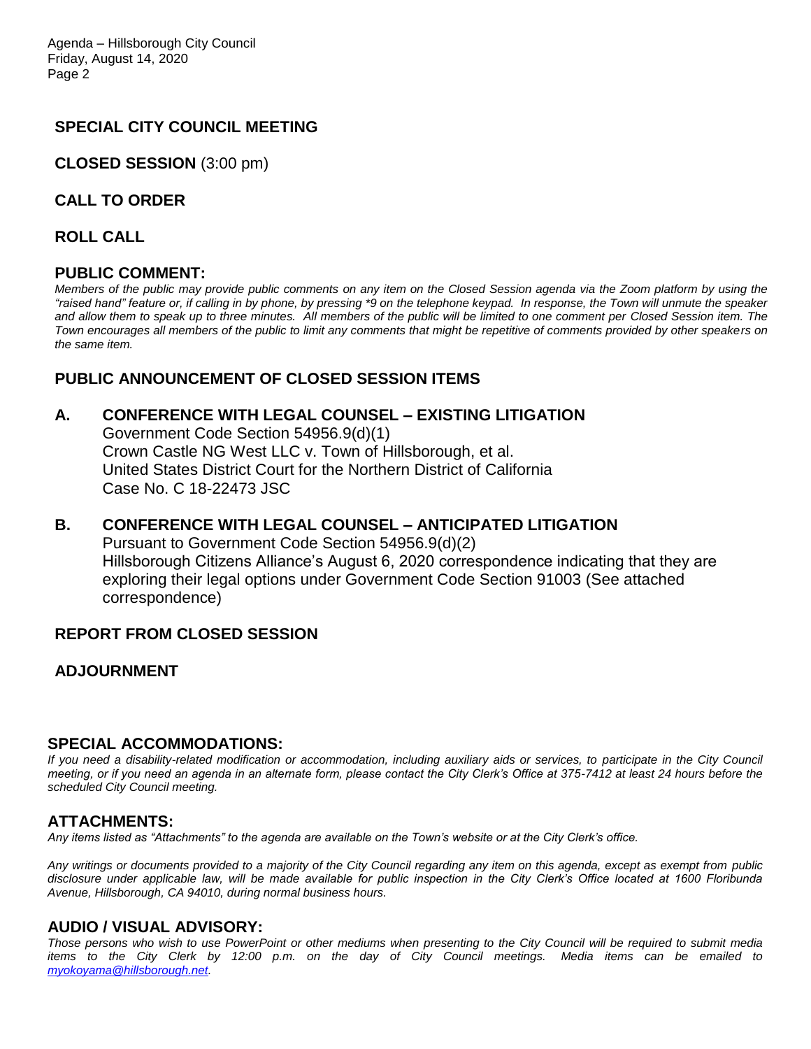## SPECIAL CITY COUNCIL MEETING

**CLOSED SESSION** (3:00 pm)

## CALL TO ORDER

## ROLL CALL

## PUBLIC COMMENT:

*Members of the public may provide public comments on any item on the Closed Session agenda via the Zoom platform by using the "raised hand" feature or, if calling in by phone, by pressing *9 on the telephone keypad. In response, the Town will unmute the speaker and allow them to speak up to three minutes. All members of the public will be limited to one comment per Closed Session item. The Town encourages all members of the public to limit any comments that might be repetitive of comments provided by other speakers on the same item.*

## PUBLIC ANNOUNCEMENT OF CLOSED SESSION ITEMS

**A. CONFERENCE WITH LEGAL COUNSEL – EXISTING LITIGATION**
Government Code Section 54956.9(d)(1)
Crown Castle NG West LLC v. Town of Hillsborough, et al.
United States District Court for the Northern District of California
Case No. C 18-22473 JSC

**B. CONFERENCE WITH LEGAL COUNSEL – ANTICIPATED LITIGATION**
Pursuant to Government Code Section 54956.9(d)(2)
Hillsborough Citizens Alliance's August 6, 2020 correspondence indicating that they are exploring their legal options under Government Code Section 91003 (See attached correspondence)

## REPORT FROM CLOSED SESSION

## ADJOURNMENT

## SPECIAL ACCOMMODATIONS:

*If you need a disability-related modification or accommodation, including auxiliary aids or services, to participate in the City Council meeting, or if you need an agenda in an alternate form, please contact the City Clerk's Office at 375-7412 at least 24 hours before the scheduled City Council meeting.*

## ATTACHMENTS:

*Any items listed as "Attachments" to the agenda are available on the Town's website or at the City Clerk's office.*

*Any writings or documents provided to a majority of the City Council regarding any item on this agenda, except as exempt from public disclosure under applicable law, will be made available for public inspection in the City Clerk's Office located at 1600 Floribunda Avenue, Hillsborough, CA 94010, during normal business hours.*

## AUDIO / VISUAL ADVISORY:

*Those persons who wish to use PowerPoint or other mediums when presenting to the City Council will be required to submit media items to the City Clerk by 12:00 p.m. on the day of City Council meetings. Media items can be emailed to [myokoyama@hillsborough.net](mailto:myokoyama@hillsborough.net).*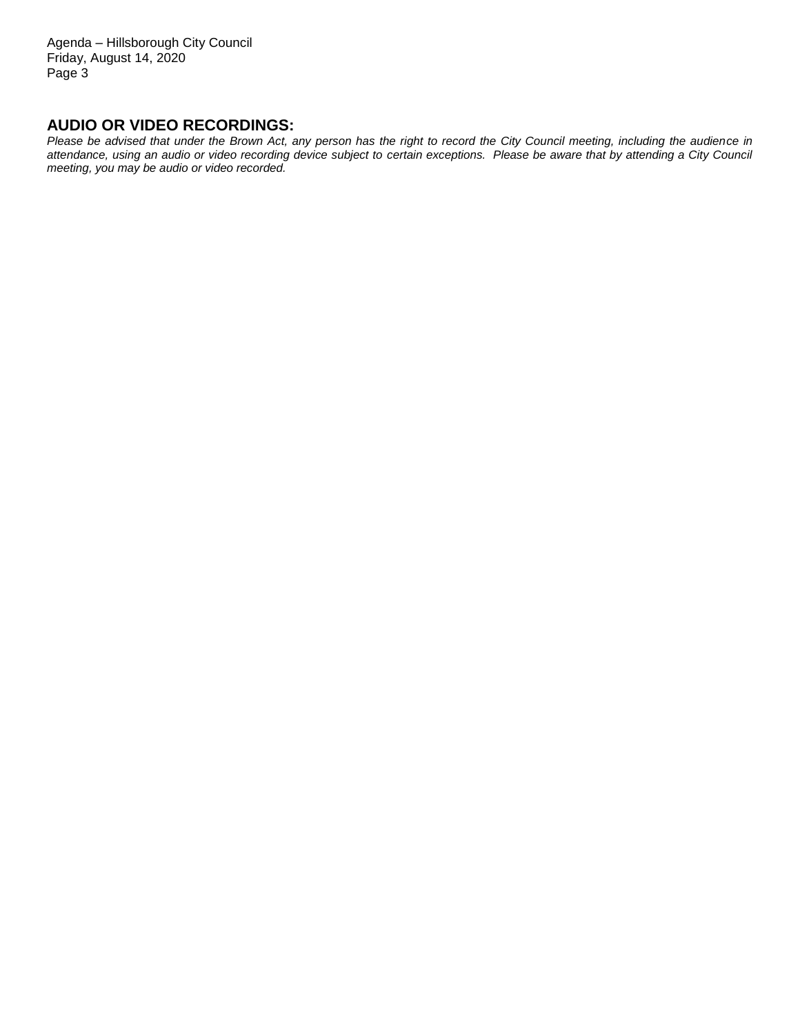## AUDIO OR VIDEO RECORDINGS:

*Please be advised that under the Brown Act, any person has the right to record the City Council meeting, including the audience in attendance, using an audio or video recording device subject to certain exceptions. Please be aware that by attending a City Council meeting, you may be audio or video recorded.*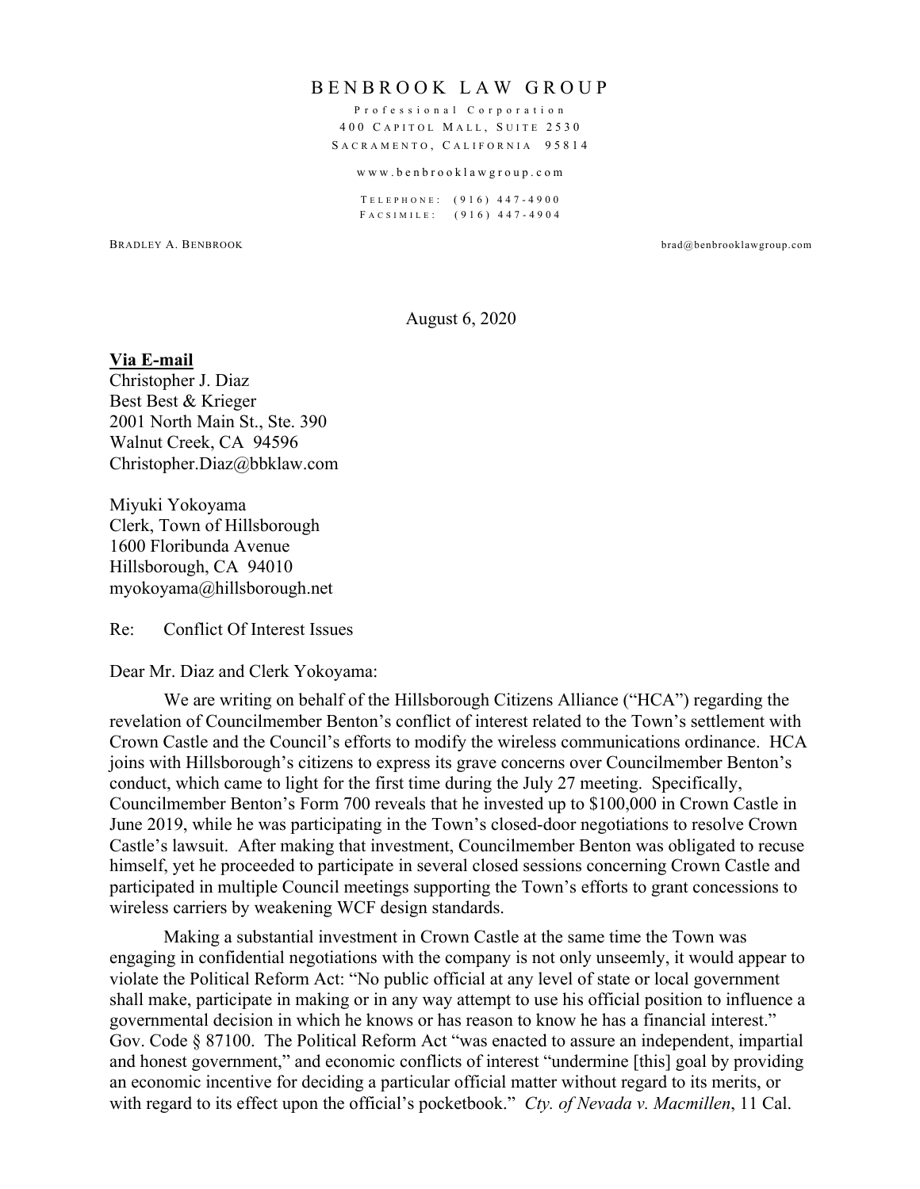# BENBROOK LAW GROUP

Professional Corporation
400 Capitol Mall, Suite 2530
Sacramento, California 95814

www.benbrooklawgroup.com

Telephone: (916) 447-4900
Facsimile: (916) 447-4904

Bradley A. Benbrook brad@benbrooklawgroup.com

August 6, 2020

**Via E-mail**
Christopher J. Diaz
Best Best & Krieger
2001 North Main St., Ste. 390
Walnut Creek, CA 94596
Christopher.Diaz@bbklaw.com

Miyuki Yokoyama
Clerk, Town of Hillsborough
1600 Floribunda Avenue
Hillsborough, CA 94010
myokoyama@hillsborough.net

Re: Conflict Of Interest Issues

Dear Mr. Diaz and Clerk Yokoyama:

We are writing on behalf of the Hillsborough Citizens Alliance ("HCA") regarding the revelation of Councilmember Benton's conflict of interest related to the Town's settlement with Crown Castle and the Council's efforts to modify the wireless communications ordinance. HCA joins with Hillsborough's citizens to express its grave concerns over Councilmember Benton's conduct, which came to light for the first time during the July 27 meeting. Specifically, Councilmember Benton's Form 700 reveals that he invested up to $100,000 in Crown Castle in June 2019, while he was participating in the Town's closed-door negotiations to resolve Crown Castle's lawsuit. After making that investment, Councilmember Benton was obligated to recuse himself, yet he proceeded to participate in several closed sessions concerning Crown Castle and participated in multiple Council meetings supporting the Town's efforts to grant concessions to wireless carriers by weakening WCF design standards.

Making a substantial investment in Crown Castle at the same time the Town was engaging in confidential negotiations with the company is not only unseemly, it would appear to violate the Political Reform Act: "No public official at any level of state or local government shall make, participate in making or in any way attempt to use his official position to influence a governmental decision in which he knows or has reason to know he has a financial interest." Gov. Code § 87100. The Political Reform Act "was enacted to assure an independent, impartial and honest government," and economic conflicts of interest "undermine [this] goal by providing an economic incentive for deciding a particular official matter without regard to its merits, or with regard to its effect upon the official's pocketbook." *Cty. of Nevada v. Macmillen*, 11 Cal.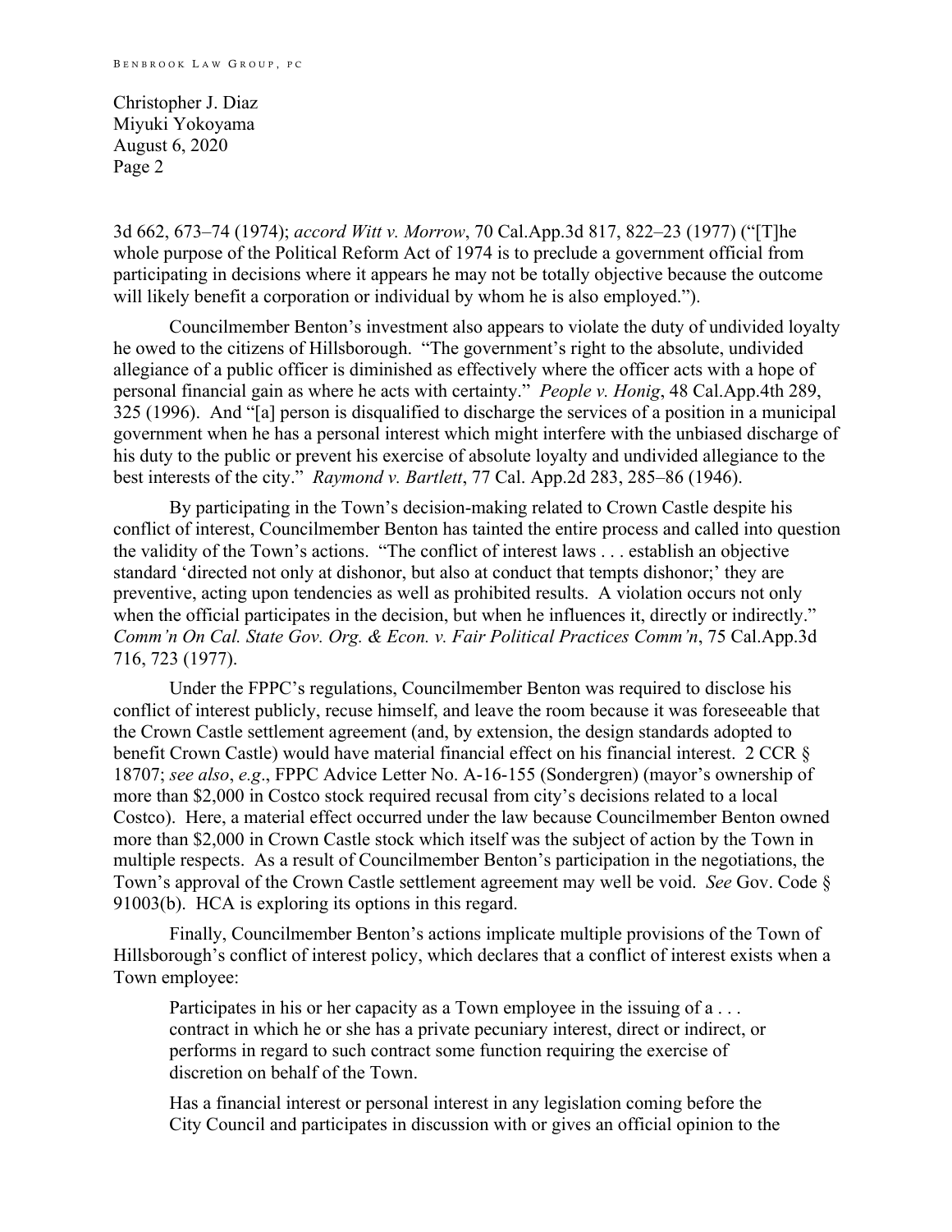3d 662, 673–74 (1974); *accord Witt v. Morrow*, 70 Cal.App.3d 817, 822–23 (1977) ("[T]he whole purpose of the Political Reform Act of 1974 is to preclude a government official from participating in decisions where it appears he may not be totally objective because the outcome will likely benefit a corporation or individual by whom he is also employed.").

Councilmember Benton's investment also appears to violate the duty of undivided loyalty he owed to the citizens of Hillsborough. "The government's right to the absolute, undivided allegiance of a public officer is diminished as effectively where the officer acts with a hope of personal financial gain as where he acts with certainty." *People v. Honig*, 48 Cal.App.4th 289, 325 (1996). And "[a] person is disqualified to discharge the services of a position in a municipal government when he has a personal interest which might interfere with the unbiased discharge of his duty to the public or prevent his exercise of absolute loyalty and undivided allegiance to the best interests of the city." *Raymond v. Bartlett*, 77 Cal. App.2d 283, 285–86 (1946).

By participating in the Town's decision-making related to Crown Castle despite his conflict of interest, Councilmember Benton has tainted the entire process and called into question the validity of the Town's actions. "The conflict of interest laws . . . establish an objective standard 'directed not only at dishonor, but also at conduct that tempts dishonor;' they are preventive, acting upon tendencies as well as prohibited results. A violation occurs not only when the official participates in the decision, but when he influences it, directly or indirectly." *Comm'n On Cal. State Gov. Org. & Econ. v. Fair Political Practices Comm'n*, 75 Cal.App.3d 716, 723 (1977).

Under the FPPC's regulations, Councilmember Benton was required to disclose his conflict of interest publicly, recuse himself, and leave the room because it was foreseeable that the Crown Castle settlement agreement (and, by extension, the design standards adopted to benefit Crown Castle) would have material financial effect on his financial interest. 2 CCR § 18707; *see also*, *e.g*., FPPC Advice Letter No. A-16-155 (Sondergren) (mayor's ownership of more than $2,000 in Costco stock required recusal from city's decisions related to a local Costco). Here, a material effect occurred under the law because Councilmember Benton owned more than $2,000 in Crown Castle stock which itself was the subject of action by the Town in multiple respects. As a result of Councilmember Benton's participation in the negotiations, the Town's approval of the Crown Castle settlement agreement may well be void. *See* Gov. Code § 91003(b). HCA is exploring its options in this regard.

Finally, Councilmember Benton's actions implicate multiple provisions of the Town of Hillsborough's conflict of interest policy, which declares that a conflict of interest exists when a Town employee:

> Participates in his or her capacity as a Town employee in the issuing of a . . . contract in which he or she has a private pecuniary interest, direct or indirect, or performs in regard to such contract some function requiring the exercise of discretion on behalf of the Town.
>
> Has a financial interest or personal interest in any legislation coming before the City Council and participates in discussion with or gives an official opinion to the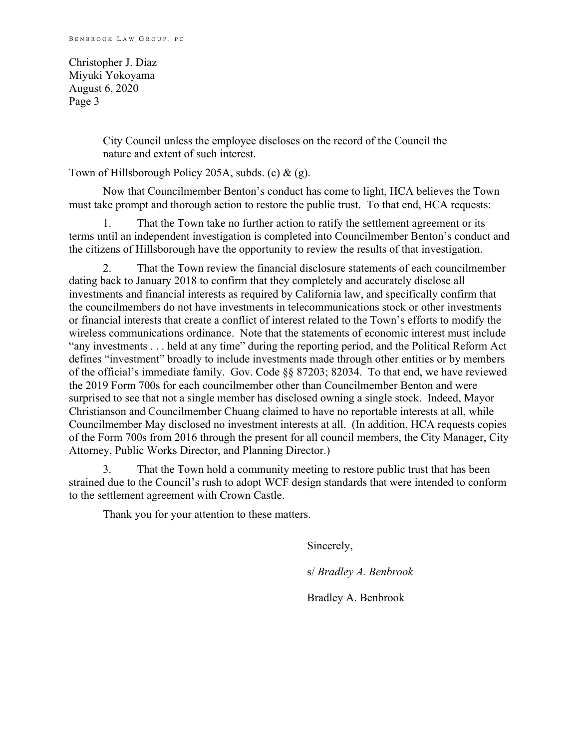City Council unless the employee discloses on the record of the Council the nature and extent of such interest.

Town of Hillsborough Policy 205A, subds. (c) & (g).

Now that Councilmember Benton's conduct has come to light, HCA believes the Town must take prompt and thorough action to restore the public trust. To that end, HCA requests:

1. That the Town take no further action to ratify the settlement agreement or its terms until an independent investigation is completed into Councilmember Benton's conduct and the citizens of Hillsborough have the opportunity to review the results of that investigation.

2. That the Town review the financial disclosure statements of each councilmember dating back to January 2018 to confirm that they completely and accurately disclose all investments and financial interests as required by California law, and specifically confirm that the councilmembers do not have investments in telecommunications stock or other investments or financial interests that create a conflict of interest related to the Town's efforts to modify the wireless communications ordinance. Note that the statements of economic interest must include "any investments . . . held at any time" during the reporting period, and the Political Reform Act defines "investment" broadly to include investments made through other entities or by members of the official's immediate family. Gov. Code §§ 87203; 82034. To that end, we have reviewed the 2019 Form 700s for each councilmember other than Councilmember Benton and were surprised to see that not a single member has disclosed owning a single stock. Indeed, Mayor Christianson and Councilmember Chuang claimed to have no reportable interests at all, while Councilmember May disclosed no investment interests at all. (In addition, HCA requests copies of the Form 700s from 2016 through the present for all council members, the City Manager, City Attorney, Public Works Director, and Planning Director.)

3. That the Town hold a community meeting to restore public trust that has been strained due to the Council's rush to adopt WCF design standards that were intended to conform to the settlement agreement with Crown Castle.

Thank you for your attention to these matters.

Sincerely,

s/ *Bradley A. Benbrook*

Bradley A. Benbrook